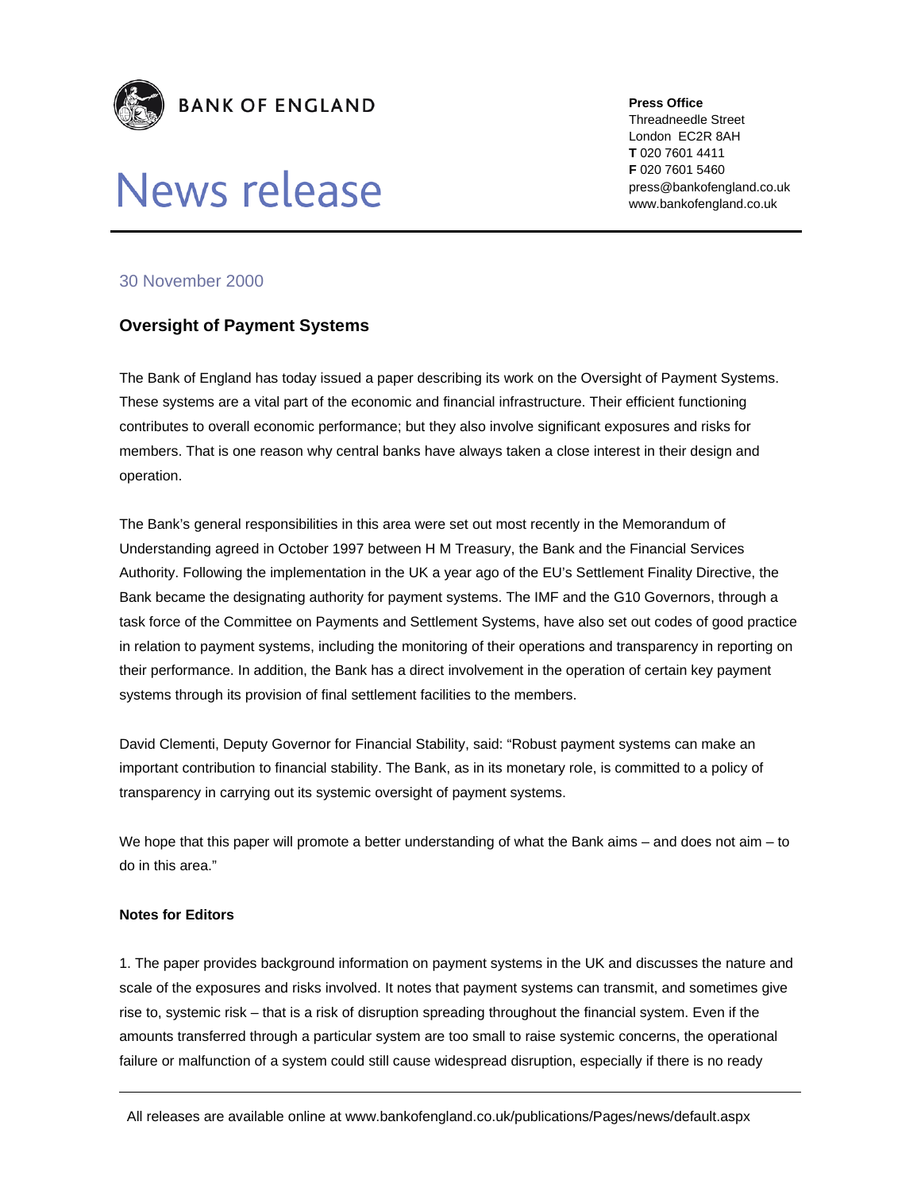**BANK OF ENGLAND**

# News release

**Press Office**
Threadneedle Street
London EC2R 8AH
**T** 020 7601 4411
**F** 020 7601 5460
press@bankofengland.co.uk
www.bankofengland.co.uk

30 November 2000

## Oversight of Payment Systems

The Bank of England has today issued a paper describing its work on the Oversight of Payment Systems. These systems are a vital part of the economic and financial infrastructure. Their efficient functioning contributes to overall economic performance; but they also involve significant exposures and risks for members. That is one reason why central banks have always taken a close interest in their design and operation.

The Bank's general responsibilities in this area were set out most recently in the Memorandum of Understanding agreed in October 1997 between H M Treasury, the Bank and the Financial Services Authority. Following the implementation in the UK a year ago of the EU's Settlement Finality Directive, the Bank became the designating authority for payment systems. The IMF and the G10 Governors, through a task force of the Committee on Payments and Settlement Systems, have also set out codes of good practice in relation to payment systems, including the monitoring of their operations and transparency in reporting on their performance. In addition, the Bank has a direct involvement in the operation of certain key payment systems through its provision of final settlement facilities to the members.

David Clementi, Deputy Governor for Financial Stability, said: "Robust payment systems can make an important contribution to financial stability. The Bank, as in its monetary role, is committed to a policy of transparency in carrying out its systemic oversight of payment systems.

We hope that this paper will promote a better understanding of what the Bank aims – and does not aim – to do in this area."

**Notes for Editors**

1. The paper provides background information on payment systems in the UK and discusses the nature and scale of the exposures and risks involved. It notes that payment systems can transmit, and sometimes give rise to, systemic risk – that is a risk of disruption spreading throughout the financial system. Even if the amounts transferred through a particular system are too small to raise systemic concerns, the operational failure or malfunction of a system could still cause widespread disruption, especially if there is no ready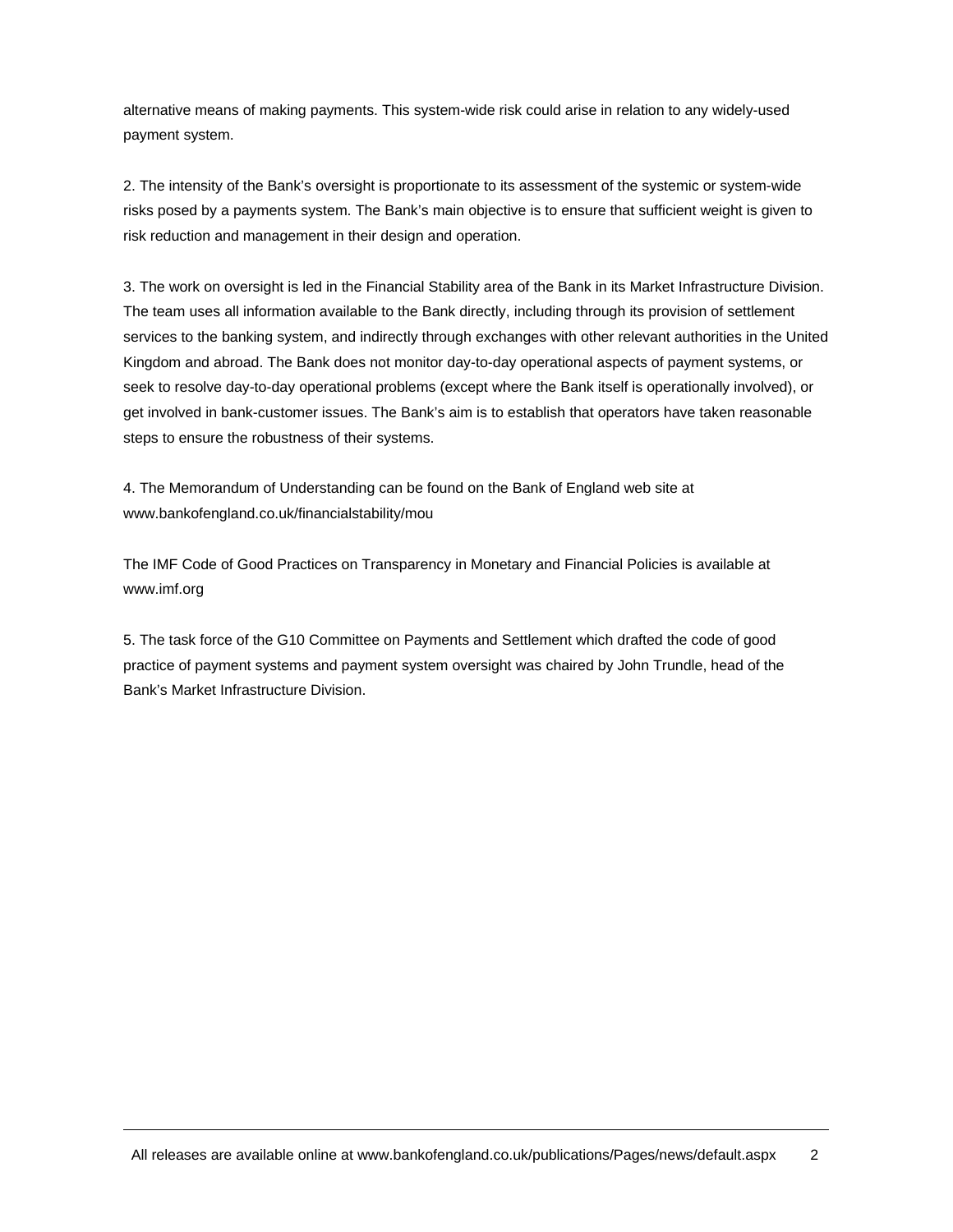alternative means of making payments. This system-wide risk could arise in relation to any widely-used payment system.

2. The intensity of the Bank's oversight is proportionate to its assessment of the systemic or system-wide risks posed by a payments system. The Bank's main objective is to ensure that sufficient weight is given to risk reduction and management in their design and operation.

3. The work on oversight is led in the Financial Stability area of the Bank in its Market Infrastructure Division. The team uses all information available to the Bank directly, including through its provision of settlement services to the banking system, and indirectly through exchanges with other relevant authorities in the United Kingdom and abroad. The Bank does not monitor day-to-day operational aspects of payment systems, or seek to resolve day-to-day operational problems (except where the Bank itself is operationally involved), or get involved in bank-customer issues. The Bank's aim is to establish that operators have taken reasonable steps to ensure the robustness of their systems.

4. The Memorandum of Understanding can be found on the Bank of England web site at www.bankofengland.co.uk/financialstability/mou

The IMF Code of Good Practices on Transparency in Monetary and Financial Policies is available at www.imf.org

5. The task force of the G10 Committee on Payments and Settlement which drafted the code of good practice of payment systems and payment system oversight was chaired by John Trundle, head of the Bank's Market Infrastructure Division.